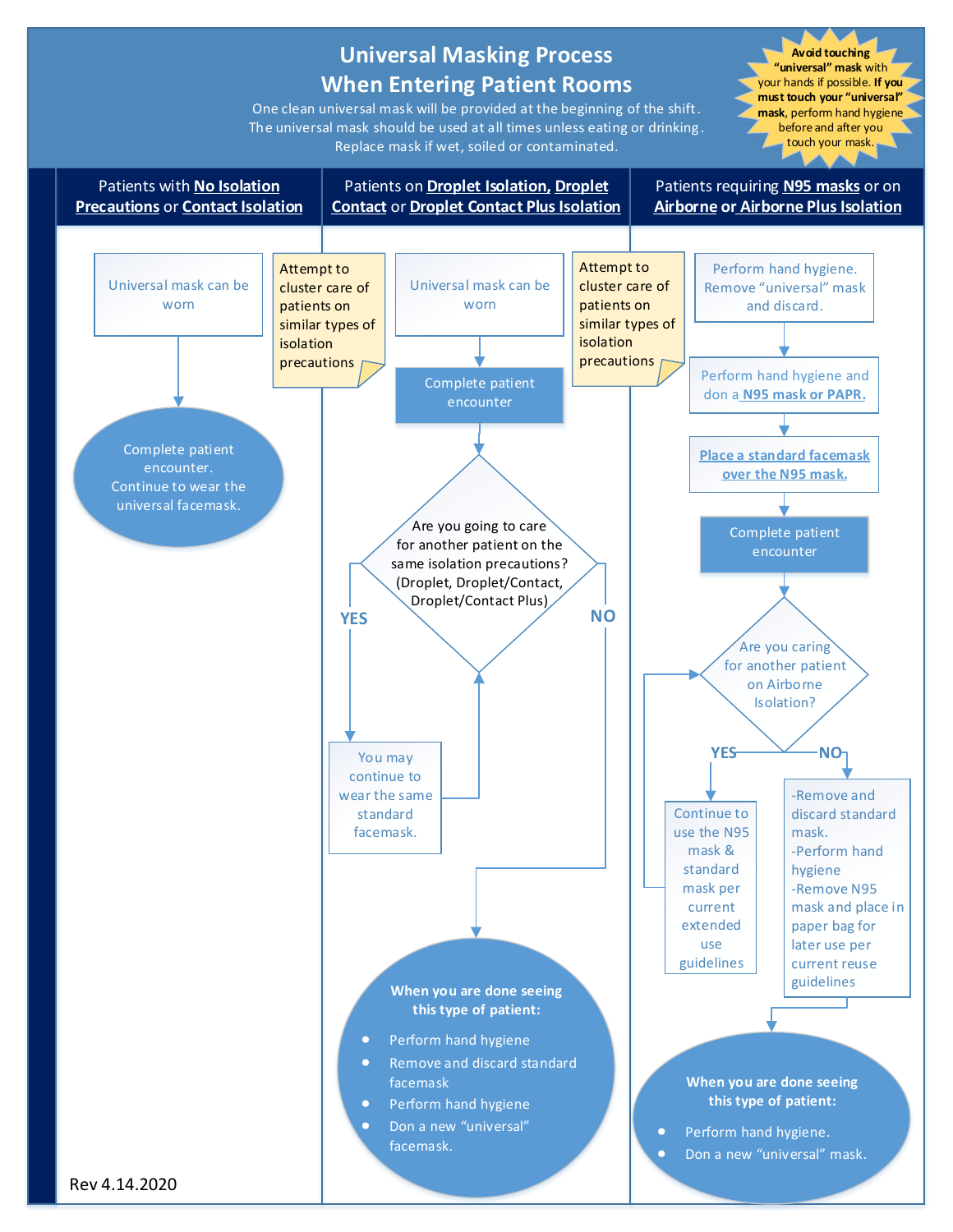# Universal Masking Process When Entering Patient Rooms

One clean universal mask will be provided at the beginning of the shift.
The universal mask should be used at all times unless eating or drinking.
Replace mask if wet, soiled or contaminated.

**Avoid touching "universal" mask** with your hands if possible. **If you must touch your "universal" mask**, perform hand hygiene before and after you touch your mask.

## Patients with **No Isolation Precautions** or **Contact Isolation**

Universal mask can be worn

→ Complete patient encounter. Continue to wear the universal facemask.

Attempt to cluster care of patients on similar types of isolation precautions

## Patients on **Droplet Isolation**, **Droplet Contact** or **Droplet Contact Plus Isolation**

Universal mask can be worn

→ Complete patient encounter

→ Are you going to care for another patient on the same isolation precautions? (Droplet, Droplet/Contact, Droplet/Contact Plus)

- **YES** → You may continue to wear the same standard facemask. (return to question)
- **NO** → **When you are done seeing this type of patient:**
  - Perform hand hygiene
  - Remove and discard standard facemask
  - Perform hand hygiene
  - Don a new "universal" facemask.

Attempt to cluster care of patients on similar types of isolation precautions

## Patients requiring **N95 masks** or on **Airborne or Airborne Plus Isolation**

Perform hand hygiene. Remove "universal" mask and discard.

→ Perform hand hygiene and don a **N95 mask or PAPR.**

→ **Place a standard facemask over the N95 mask.**

→ Complete patient encounter

→ Are you caring for another patient on Airborne Isolation?

- **YES** → Continue to use the N95 mask & standard mask per current extended use guidelines (return to question)
- **NO** → 
  - -Remove and discard standard mask.
  - -Perform hand hygiene
  - -Remove N95 mask and place in paper bag for later use per current reuse guidelines

  → **When you are done seeing this type of patient:**
  - Perform hand hygiene.
  - Don a new "universal" mask.

Rev 4.14.2020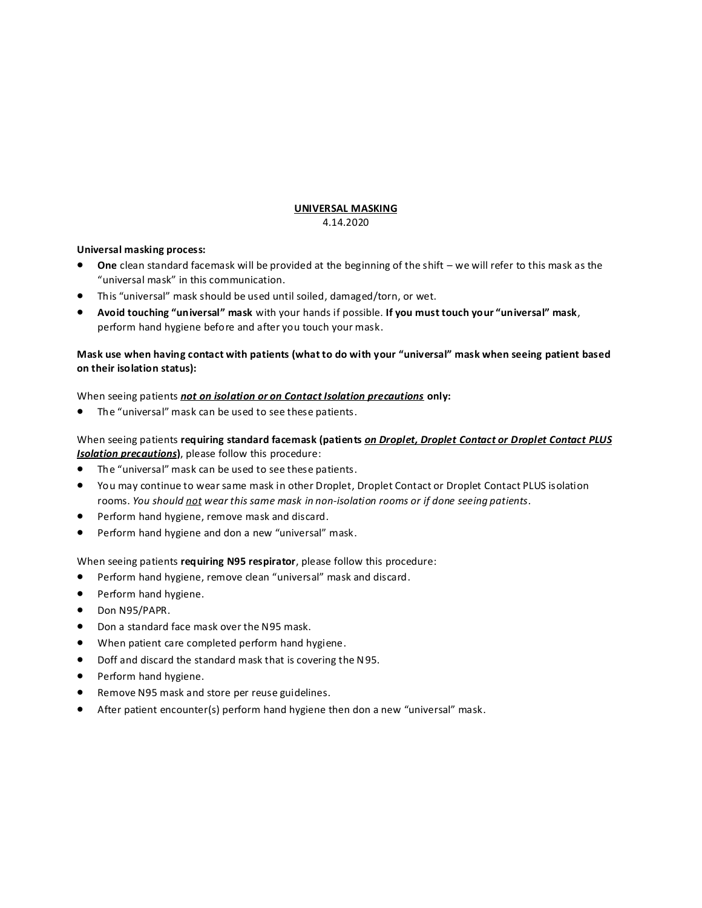# UNIVERSAL MASKING

4.14.2020

**Universal masking process:**

- **One** clean standard facemask will be provided at the beginning of the shift – we will refer to this mask as the "universal mask" in this communication.
- This "universal" mask should be used until soiled, damaged/torn, or wet.
- **Avoid touching "universal" mask** with your hands if possible. **If you must touch your "universal" mask**, perform hand hygiene before and after you touch your mask.

**Mask use when having contact with patients (what to do with your "universal" mask when seeing patient based on their isolation status):**

When seeing patients ***not on isolation or on Contact Isolation precautions*** **only:**

- The "universal" mask can be used to see these patients.

When seeing patients **requiring standard facemask (patients *on Droplet, Droplet Contact or Droplet Contact PLUS Isolation precautions*)**, please follow this procedure:

- The "universal" mask can be used to see these patients.
- You may continue to wear same mask in other Droplet, Droplet Contact or Droplet Contact PLUS isolation rooms. *You should not wear this same mask in non-isolation rooms or if done seeing patients*.
- Perform hand hygiene, remove mask and discard.
- Perform hand hygiene and don a new "universal" mask.

When seeing patients **requiring N95 respirator**, please follow this procedure:

- Perform hand hygiene, remove clean "universal" mask and discard.
- Perform hand hygiene.
- Don N95/PAPR.
- Don a standard face mask over the N95 mask.
- When patient care completed perform hand hygiene.
- Doff and discard the standard mask that is covering the N95.
- Perform hand hygiene.
- Remove N95 mask and store per reuse guidelines.
- After patient encounter(s) perform hand hygiene then don a new "universal" mask.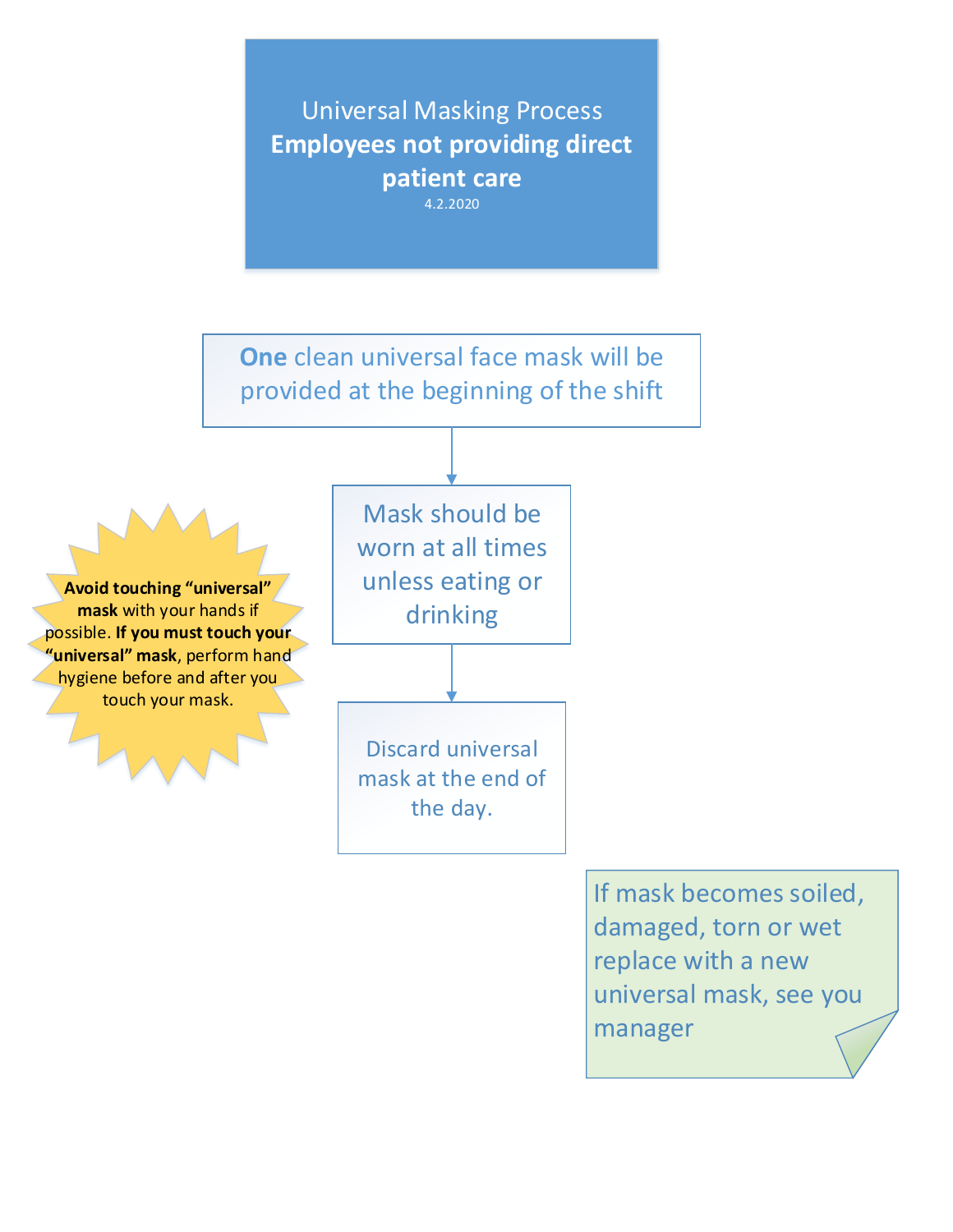# Universal Masking Process

## Employees not providing direct patient care

4.2.2020

**One** clean universal face mask will be provided at the beginning of the shift

Mask should be worn at all times unless eating or drinking

Discard universal mask at the end of the day.

**Avoid touching "universal" mask** with your hands if possible. **If you must touch your "universal" mask**, perform hand hygiene before and after you touch your mask.

If mask becomes soiled, damaged, torn or wet replace with a new universal mask, see you manager